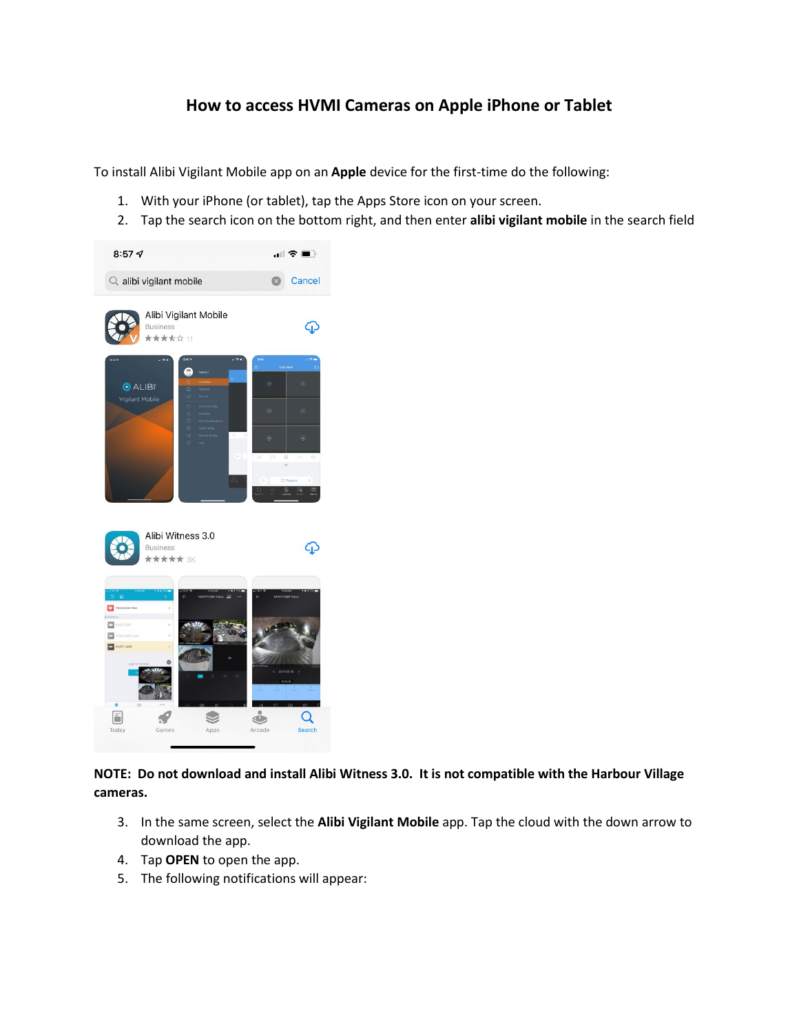# How to access HVMI Cameras on Apple iPhone or Tablet

To install Alibi Vigilant Mobile app on an **Apple** device for the first-time do the following:

1. With your iPhone (or tablet), tap the Apps Store icon on your screen.
2. Tap the search icon on the bottom right, and then enter **alibi vigilant mobile** in the search field

**NOTE: Do not download and install Alibi Witness 3.0. It is not compatible with the Harbour Village cameras.**

3. In the same screen, select the **Alibi Vigilant Mobile** app. Tap the cloud with the down arrow to download the app.
4. Tap **OPEN** to open the app.
5. The following notifications will appear: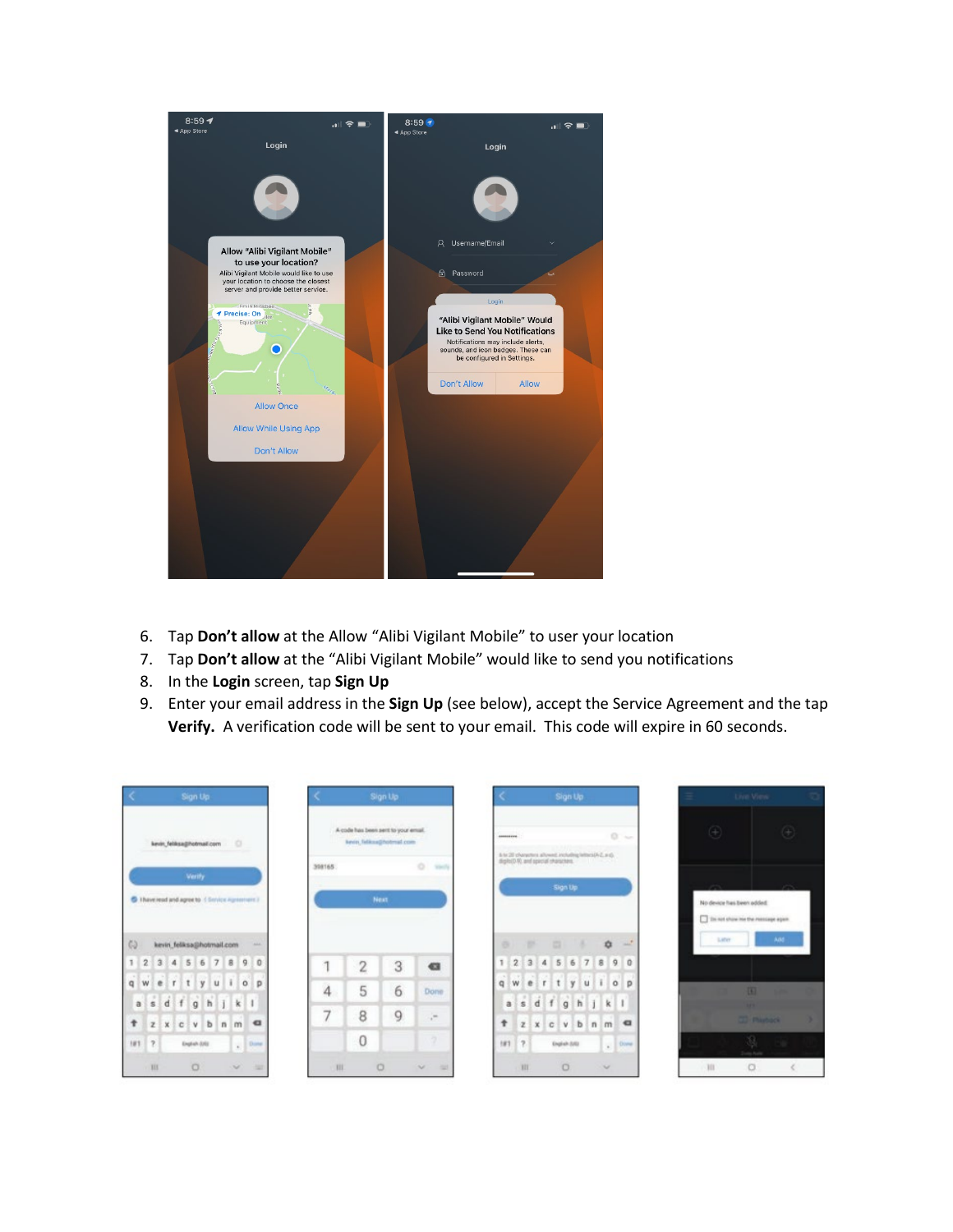6. Tap **Don't allow** at the Allow "Alibi Vigilant Mobile" to user your location
7. Tap **Don't allow** at the "Alibi Vigilant Mobile" would like to send you notifications
8. In the **Login** screen, tap **Sign Up**
9. Enter your email address in the **Sign Up** (see below), accept the Service Agreement and the tap **Verify.** A verification code will be sent to your email. This code will expire in 60 seconds.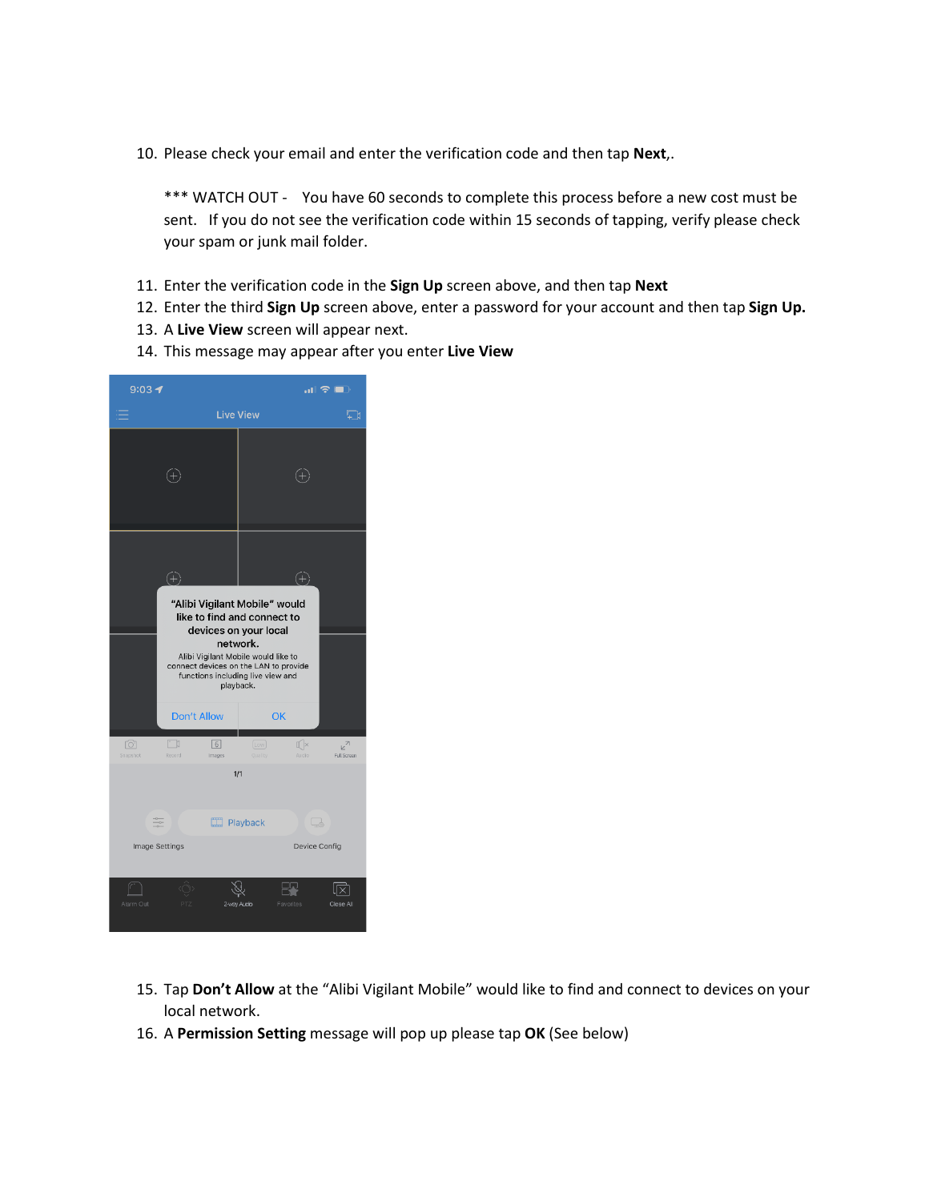10. Please check your email and enter the verification code and then tap **Next**,.

    *** WATCH OUT - You have 60 seconds to complete this process before a new cost must be sent. If you do not see the verification code within 15 seconds of tapping, verify please check your spam or junk mail folder.

11. Enter the verification code in the **Sign Up** screen above, and then tap **Next**
12. Enter the third **Sign Up** screen above, enter a password for your account and then tap **Sign Up.**
13. A **Live View** screen will appear next.
14. This message may appear after you enter **Live View**

15. Tap **Don't Allow** at the "Alibi Vigilant Mobile" would like to find and connect to devices on your local network.
16. A **Permission Setting** message will pop up please tap **OK** (See below)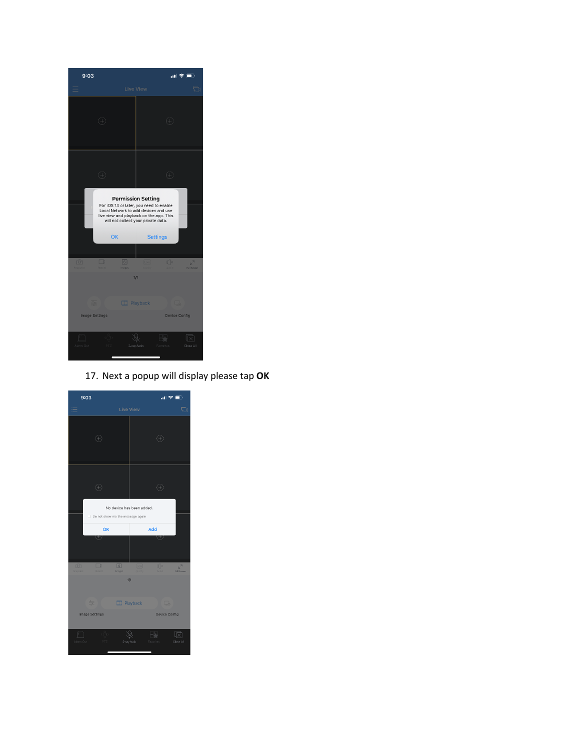17. Next a popup will display please tap **OK**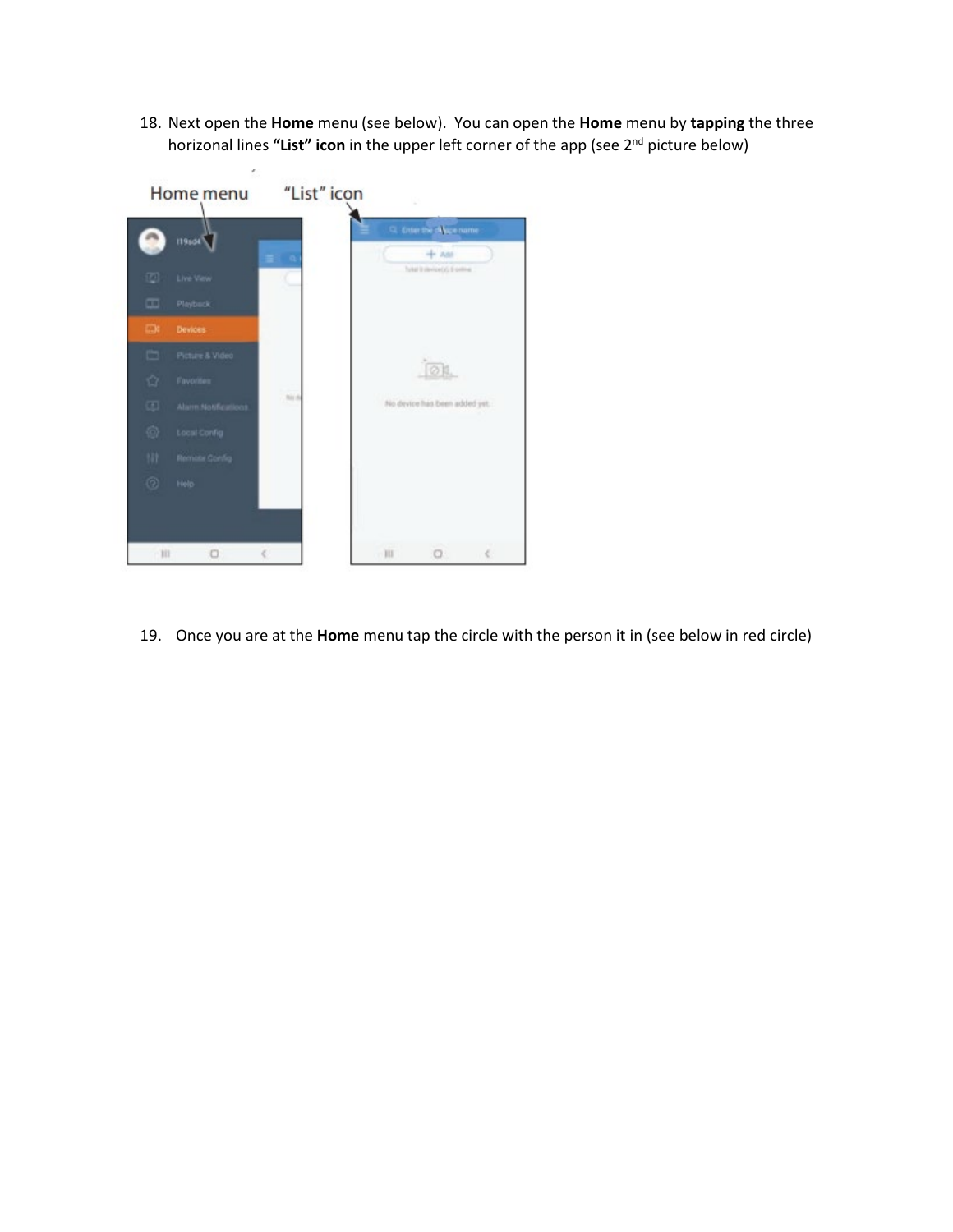18. Next open the **Home** menu (see below). You can open the **Home** menu by **tapping** the three horizonal lines **"List" icon** in the upper left corner of the app (see 2nd picture below)

19. Once you are at the **Home** menu tap the circle with the person it in (see below in red circle)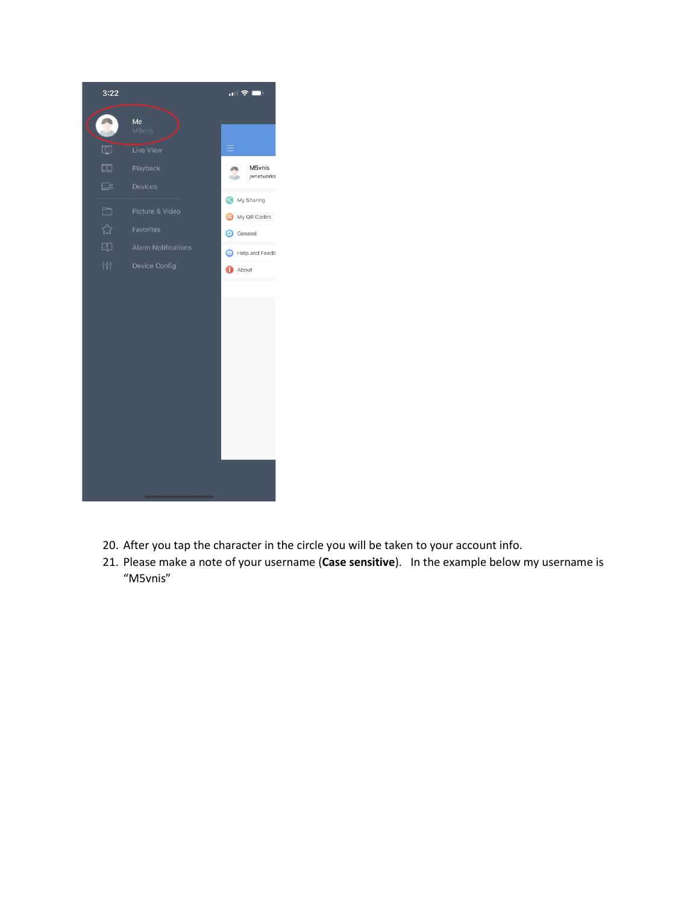20. After you tap the character in the circle you will be taken to your account info.
21. Please make a note of your username (**Case sensitive**).   In the example below my username is "M5vnis"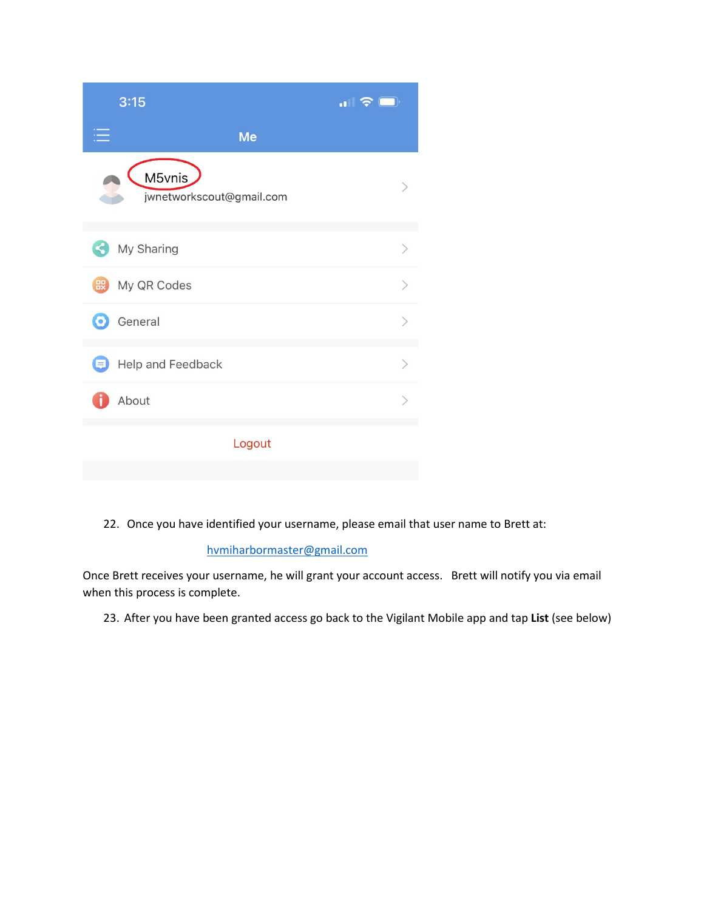22. Once you have identified your username, please email that user name to Brett at:

    hvmiharbormaster@gmail.com

Once Brett receives your username, he will grant your account access. Brett will notify you via email when this process is complete.

23. After you have been granted access go back to the Vigilant Mobile app and tap **List** (see below)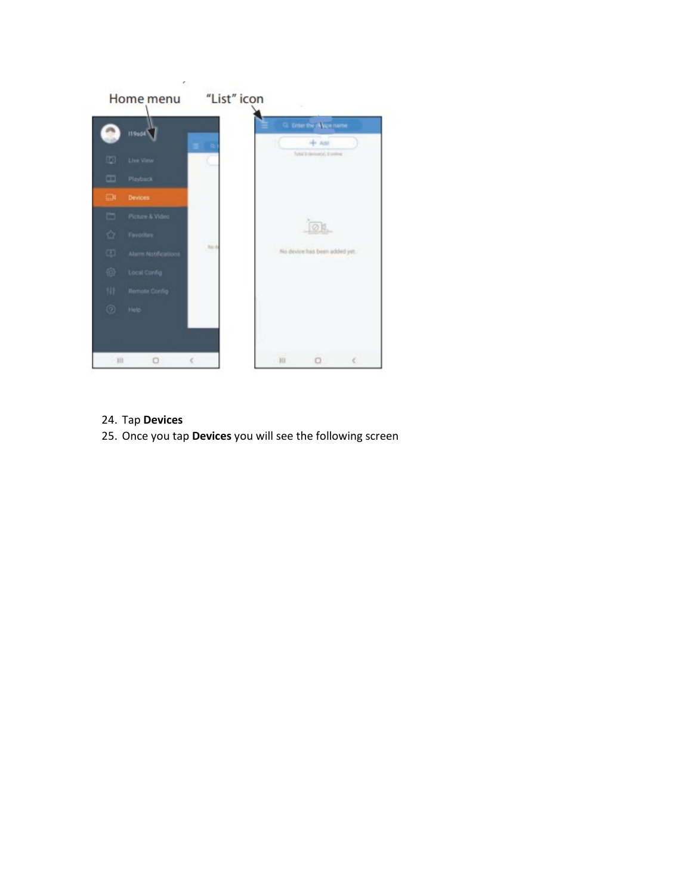24. Tap **Devices**
25. Once you tap **Devices** you will see the following screen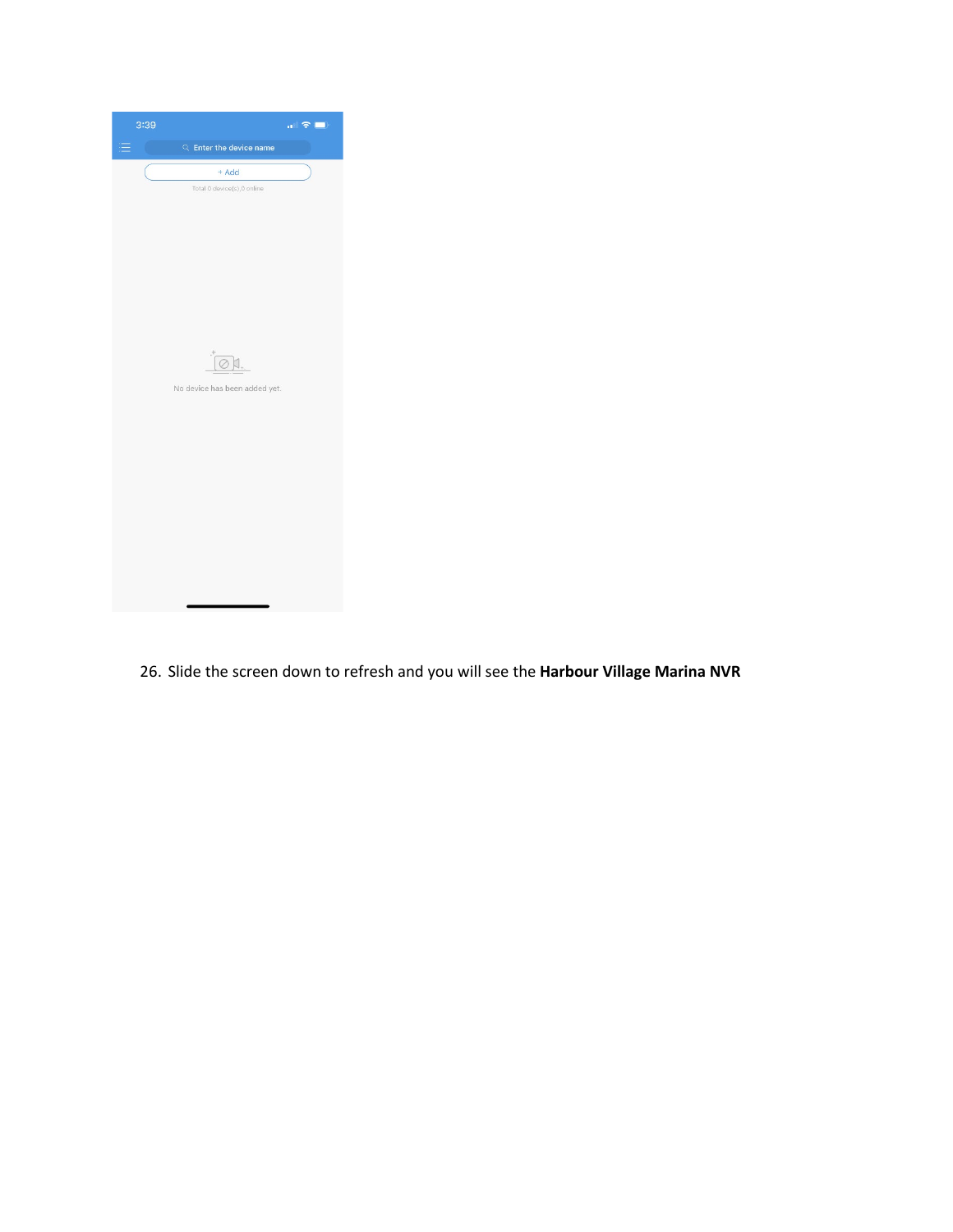26. Slide the screen down to refresh and you will see the **Harbour Village Marina NVR**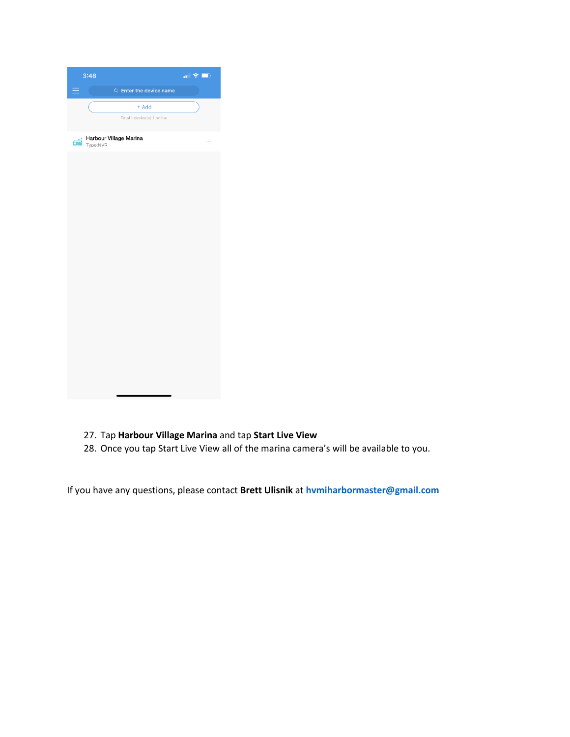27. Tap **Harbour Village Marina** and tap **Start Live View**
28. Once you tap Start Live View all of the marina camera's will be available to you.

If you have any questions, please contact **Brett Ulisnik** at **hvmiharbormaster@gmail.com**